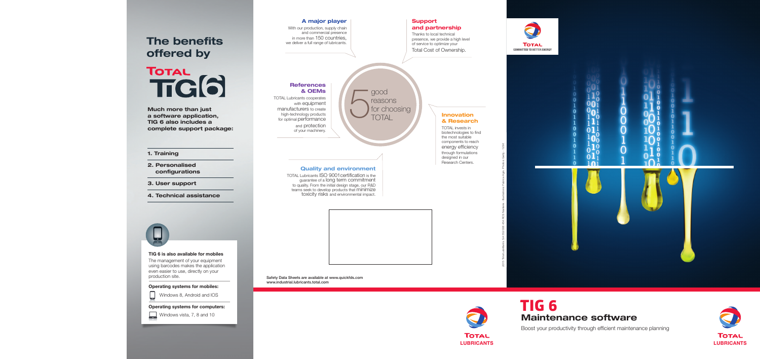# The benefits offered by

# TOTAL TIG 6

**Much more than just a software application, TIG 6 also includes a complete support package:**

1. **Training**
2. **Personalised configurations**
3. **User support**
4. **Technical assistance**

**TIG 6 is also available for mobiles**

The management of your equipment using barcodes makes the application even easier to use, directly on your production site.

**Operating systems for mobiles:**

Windows 8, Android and IOS

**Operating systems for computers:**

Windows vista, 7, 8 and 10

## 5 good reasons for choosing TOTAL

### A major player

With our production, supply chain and commercial presence in more than 150 countries, we deliver a full range of lubricants.

### Support and partnership

Thanks to local technical presence, we provide a high level of service to optimize your Total Cost of Ownership.

### References & OEMs

TOTAL Lubricants cooperates with equipment manufacturers to create high-technology products for optimal performance and protection of your machinery.

### Innovation & Research

TOTAL invests in biotechnologies to find the most suitable components to reach energy efficiency through formulations designed in our Research Centers.

### Quality and environment

TOTAL Lubricants ISO 9001certification is the guarantee of a long term commitment to quality. From the initial design stage, our R&D teams seek to develop products that minimize toxicity risks and environmental impact.

**Safety Data Sheets are available at www.quickfds.com**
**www.industrial.lubricants.total.com**

TOTAL LUBRICANTS

2015 Total Lubrifiants. SA 552 006 454 RCS Nanterre - Illustrations: Fabrice Ajgo, Photo © Getty - 1294

TOTAL
COMMITTED TO BETTER ENERGY

# TIG 6

## Maintenance software

Boost your productivity through efficient maintenance planning

TOTAL LUBRICANTS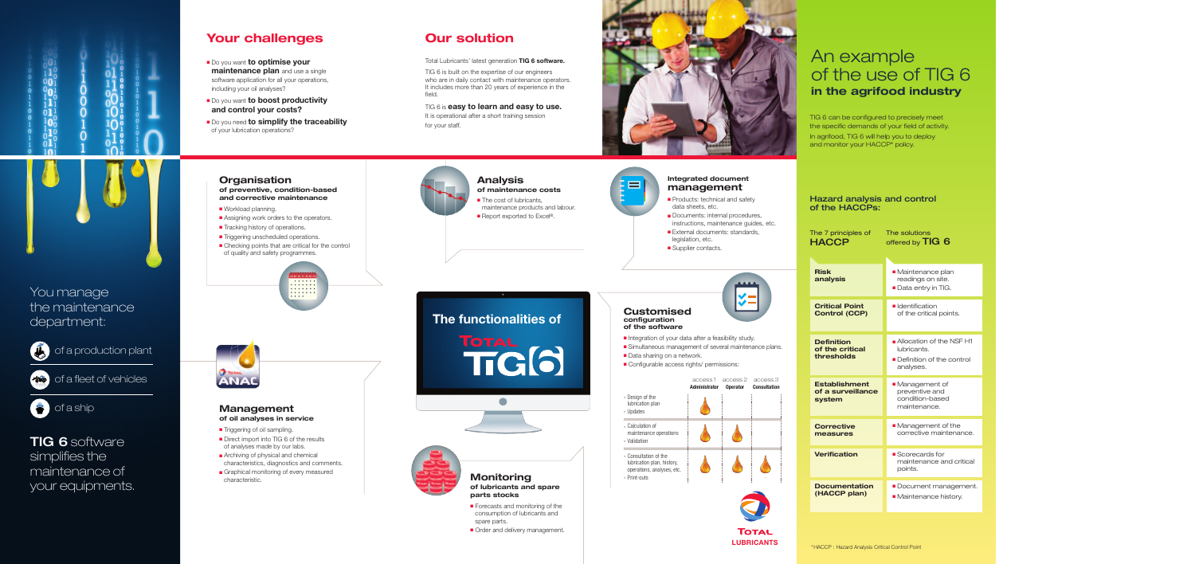You manage the maintenance department:

- of a production plant
- of a fleet of vehicles
- of a ship

**TIG 6** software simplifies the maintenance of your equipments.

## Your challenges

- Do you want **to optimise your maintenance plan** and use a single software application for all your operations, including your oil analyses?
- Do you want **to boost productivity and control your costs?**
- Do you need **to simplify the traceability** of your lubrication operations?

## Our solution

Total Lubricants' latest generation **TIG 6 software.**

TIG 6 is built on the expertise of our engineers who are in daily contact with maintenance operators. It includes more than 20 years of experience in the field.

TIG 6 is **easy to learn and easy to use.** It is operational after a short training session for your staff.

### Organisation
**of preventive, condition-based and corrective maintenance**

- Workload planning.
- Assigning work orders to the operators.
- Tracking history of operations.
- Triggering unscheduled operations.
- Checking points that are critical for the control of quality and safety programmes.

### Analysis
**of maintenance costs**

- The cost of lubricants, maintenance products and labour.
- Report exported to Excel®.

### Integrated document management

- Products: technical and safety data sheets, etc.
- Documents: internal procedures, instructions, maintenance guides, etc.
- External documents: standards, legislation, etc.
- Supplier contacts.

## The functionalities of TOTAL TIG6

### Management
**of oil analyses in service**

- Triggering of oil sampling.
- Direct import into TIG 6 of the results of analyses made by our labs.
- Archiving of physical and chemical characteristics, diagnostics and comments.
- Graphical monitoring of every measured characteristic.

### Monitoring
**of lubricants and spare parts stocks**

- Forecasts and monitoring of the consumption of lubricants and spare parts.
- Order and delivery management.

### Customised
**configuration of the software**

- Integration of your data after a feasibility study.
- Simultaneous management of several maintenance plans.
- Data sharing on a network.
- Configurable access rights/ permissions:

| | access 1 Administrator | access 2 Operator | access 3 Consultation |
|---|---|---|---|
| • Design of the lubrication plan<br>• Updates | ✓ | | |
| • Calculation of maintenance operations<br>• Validation | ✓ | ✓ | |
| • Consultation of the lubrication plan, history, operations, analyses, etc.<br>• Print-outs | ✓ | ✓ | ✓ |

TOTAL LUBRICANTS

# An example of the use of TIG 6 in the agrifood industry

TIG 6 can be configured to precisely meet the specific demands of your field of activity. In agrifood, TIG 6 will help you to deploy and monitor your HACCP* policy.

### Hazard analysis and control of the HACCPs:

| The 7 principles of HACCP | The solutions offered by TIG 6 |
|---|---|
| **Risk analysis** | • Maintenance plan readings on site.<br>• Data entry in TIG. |
| **Critical Point Control (CCP)** | • Identification of the critical points. |
| **Definition of the critical thresholds** | • Allocation of the NSF H1 lubricants.<br>• Definition of the control analyses. |
| **Establishment of a surveillance system** | • Management of preventive and condition-based maintenance. |
| **Corrective measures** | • Management of the corrective maintenance. |
| **Verification** | • Scorecards for maintenance and critical points. |
| **Documentation (HACCP plan)** | • Document management.<br>• Maintenance history. |

*HACCP : Hazard Analysis Critical Control Point